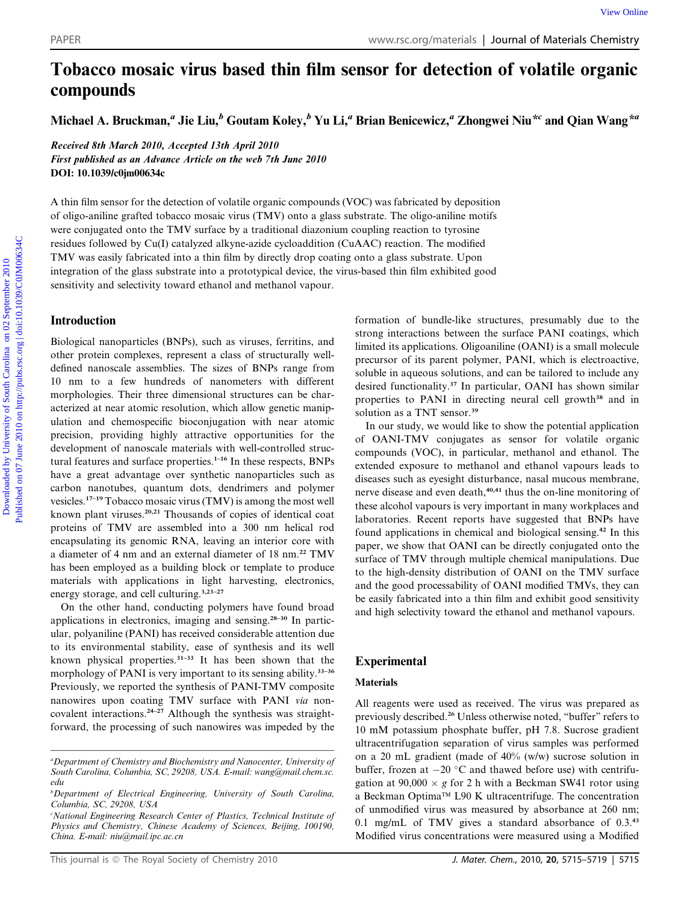# Tobacco mosaic virus based thin film sensor for detection of volatile organic compounds

Michael A. Bruckman,[a] Jie Liu,[b] Goutam Koley,[b] Yu Li,[a] Brian Benicewicz,[a] Zhongwei Niu*[c] and Qian Wang*[a]

*Received 8th March 2010, Accepted 13th April 2010*
*First published as an Advance Article on the web 7th June 2010*
**DOI: 10.1039/c0jm00634c**

A thin film sensor for the detection of volatile organic compounds (VOC) was fabricated by deposition of oligo-aniline grafted tobacco mosaic virus (TMV) onto a glass substrate. The oligo-aniline motifs were conjugated onto the TMV surface by a traditional diazonium coupling reaction to tyrosine residues followed by Cu(I) catalyzed alkyne-azide cycloaddition (CuAAC) reaction. The modified TMV was easily fabricated into a thin film by directly drop coating onto a glass substrate. Upon integration of the glass substrate into a prototypical device, the virus-based thin film exhibited good sensitivity and selectivity toward ethanol and methanol vapour.

## Introduction

Biological nanoparticles (BNPs), such as viruses, ferritins, and other protein complexes, represent a class of structurally well-defined nanoscale assemblies. The sizes of BNPs range from 10 nm to a few hundreds of nanometers with different morphologies. Their three dimensional structures can be characterized at near atomic resolution, which allow genetic manipulation and chemospecific bioconjugation with near atomic precision, providing highly attractive opportunities for the development of nanoscale materials with well-controlled structural features and surface properties.[1–16] In these respects, BNPs have a great advantage over synthetic nanoparticles such as carbon nanotubes, quantum dots, dendrimers and polymer vesicles.[17–19] Tobacco mosaic virus (TMV) is among the most well known plant viruses.[20,21] Thousands of copies of identical coat proteins of TMV are assembled into a 300 nm helical rod encapsulating its genomic RNA, leaving an interior core with a diameter of 4 nm and an external diameter of 18 nm.[22] TMV has been employed as a building block or template to produce materials with applications in light harvesting, electronics, energy storage, and cell culturing.[3,23–27]

On the other hand, conducting polymers have found broad applications in electronics, imaging and sensing.[28–30] In particular, polyaniline (PANI) has received considerable attention due to its environmental stability, ease of synthesis and its well known physical properties.[31–33] It has been shown that the morphology of PANI is very important to its sensing ability.[33–36] Previously, we reported the synthesis of PANI-TMV composite nanowires upon coating TMV surface with PANI *via* non-covalent interactions.[24–27] Although the synthesis was straightforward, the processing of such nanowires was impeded by the formation of bundle-like structures, presumably due to the strong interactions between the surface PANI coatings, which limited its applications. Oligoaniline (OANI) is a small molecule precursor of its parent polymer, PANI, which is electroactive, soluble in aqueous solutions, and can be tailored to include any desired functionality.[37] In particular, OANI has shown similar properties to PANI in directing neural cell growth[38] and in solution as a TNT sensor.[39]

In our study, we would like to show the potential application of OANI-TMV conjugates as sensor for volatile organic compounds (VOC), in particular, methanol and ethanol. The extended exposure to methanol and ethanol vapours leads to diseases such as eyesight disturbance, nasal mucous membrane, nerve disease and even death,[40,41] thus the on-line monitoring of these alcohol vapours is very important in many workplaces and laboratories. Recent reports have suggested that BNPs have found applications in chemical and biological sensing.[42] In this paper, we show that OANI can be directly conjugated onto the surface of TMV through multiple chemical manipulations. Due to the high-density distribution of OANI on the TMV surface and the good processability of OANI modified TMVs, they can be easily fabricated into a thin film and exhibit good sensitivity and high selectivity toward the ethanol and methanol vapours.

## Experimental

### Materials

All reagents were used as received. The virus was prepared as previously described.[26] Unless otherwise noted, "buffer" refers to 10 mM potassium phosphate buffer, pH 7.8. Sucrose gradient ultracentrifugation separation of virus samples was performed on a 20 mL gradient (made of 40% (w/w) sucrose solution in buffer, frozen at −20 °C and thawed before use) with centrifugation at 90,000 × *g* for 2 h with a Beckman SW41 rotor using a Beckman Optima™ L90 K ultracentrifuge. The concentration of unmodified virus was measured by absorbance at 260 nm; 0.1 mg/mL of TMV gives a standard absorbance of 0.3.[43] Modified virus concentrations were measured using a Modified

[a] Department of Chemistry and Biochemistry and Nanocenter, University of South Carolina, Columbia, SC, 29208, USA. E-mail: wang@mail.chem.sc.edu
[b] Department of Electrical Engineering, University of South Carolina, Columbia, SC, 29208, USA
[c] National Engineering Research Center of Plastics, Technical Institute of Physics and Chemistry, Chinese Academy of Sciences, Beijing, 100190, China. E-mail: niu@mail.ipc.ac.cn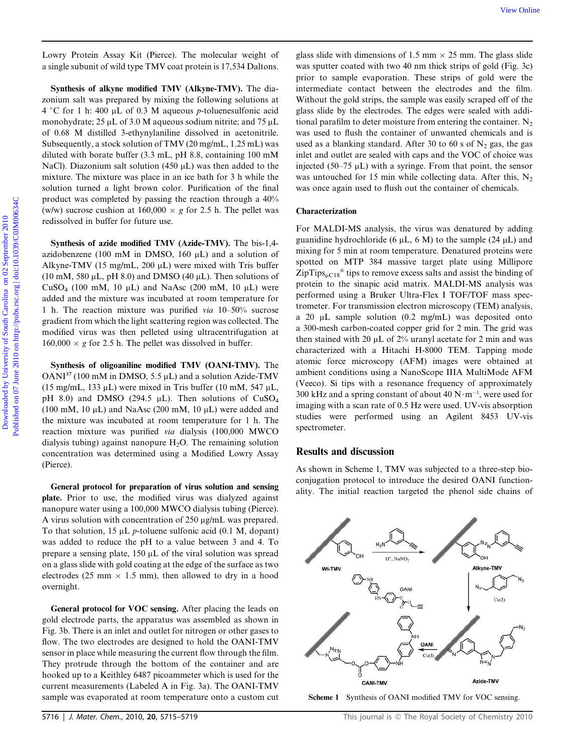Lowry Protein Assay Kit (Pierce). The molecular weight of a single subunit of wild type TMV coat protein is 17,534 Daltons.

**Synthesis of alkyne modified TMV (Alkyne-TMV).** The diazonium salt was prepared by mixing the following solutions at 4 °C for 1 h: 400 µL of 0.3 M aqueous *p*-toluenesulfonic acid monohydrate; 25 µL of 3.0 M aqueous sodium nitrite; and 75 µL of 0.68 M distilled 3-ethynylaniline dissolved in acetonitrile. Subsequently, a stock solution of TMV (20 mg/mL, 1.25 mL) was diluted with borate buffer (3.3 mL, pH 8.8, containing 100 mM NaCl). Diazonium salt solution (450 µL) was then added to the mixture. The mixture was place in an ice bath for 3 h while the solution turned a light brown color. Purification of the final product was completed by passing the reaction through a 40% (w/w) sucrose cushion at 160,000 × *g* for 2.5 h. The pellet was redissolved in buffer for future use.

**Synthesis of azide modified TMV (Azide-TMV).** The bis-1,4-azidobenzene (100 mM in DMSO, 160 µL) and a solution of Alkyne-TMV (15 mg/mL, 200 µL) were mixed with Tris buffer (10 mM, 580 µL, pH 8.0) and DMSO (40 µL). Then solutions of $CuSO_4$ (100 mM, 10 µL) and NaAsc (200 mM, 10 µL) were added and the mixture was incubated at room temperature for 1 h. The reaction mixture was purified *via* 10–50% sucrose gradient from which the light scattering region was collected. The modified virus was then pelleted using ultracentrifugation at 160,000 × *g* for 2.5 h. The pellet was dissolved in buffer.

**Synthesis of oligoaniline modified TMV (OANI-TMV).** The OANI[37] (100 mM in DMSO, 5.5 µL) and a solution Azide-TMV (15 mg/mL, 133 µL) were mixed in Tris buffer (10 mM, 547 µL, pH 8.0) and DMSO (294.5 µL). Then solutions of $CuSO_4$ (100 mM, 10 µL) and NaAsc (200 mM, 10 µL) were added and the mixture was incubated at room temperature for 1 h. The reaction mixture was purified *via* dialysis (100,000 MWCO dialysis tubing) against nanopure $H_2O$. The remaining solution concentration was determined using a Modified Lowry Assay (Pierce).

**General protocol for preparation of virus solution and sensing plate.** Prior to use, the modified virus was dialyzed against nanopure water using a 100,000 MWCO dialysis tubing (Pierce). A virus solution with concentration of 250 µg/mL was prepared. To that solution, 15 µL *p*-toluene sulfonic acid (0.1 M, dopant) was added to reduce the pH to a value between 3 and 4. To prepare a sensing plate, 150 µL of the viral solution was spread on a glass slide with gold coating at the edge of the surface as two electrodes (25 mm × 1.5 mm), then allowed to dry in a hood overnight.

**General protocol for VOC sensing.** After placing the leads on gold electrode parts, the apparatus was assembled as shown in Fig. 3b. There is an inlet and outlet for nitrogen or other gases to flow. The two electrodes are designed to hold the OANI-TMV sensor in place while measuring the current flow through the film. They protrude through the bottom of the container and are hooked up to a Keithley 6487 picoammeter which is used for the current measurements (Labeled A in Fig. 3a). The OANI-TMV sample was evaporated at room temperature onto a custom cut glass slide with dimensions of 1.5 mm × 25 mm. The glass slide was sputter coated with two 40 nm thick strips of gold (Fig. 3c) prior to sample evaporation. These strips of gold were the intermediate contact between the electrodes and the film. Without the gold strips, the sample was easily scraped off of the glass slide by the electrodes. The edges were sealed with additional parafilm to deter moisture from entering the container. $N_2$ was used to flush the container of unwanted chemicals and is used as a blanking standard. After 30 to 60 s of $N_2$ gas, the gas inlet and outlet are sealed with caps and the VOC of choice was injected (50–75 µL) with a syringe. From that point, the sensor was untouched for 15 min while collecting data. After this, $N_2$ was once again used to flush out the container of chemicals.

## Characterization

For MALDI-MS analysis, the virus was denatured by adding guanidine hydrochloride (6 µL, 6 M) to the sample (24 µL) and mixing for 5 min at room temperature. Denatured proteins were spotted on MTP 384 massive target plate using Millipore ZipTips$_{\mu C18}$® tips to remove excess salts and assist the binding of protein to the sinapic acid matrix. MALDI-MS analysis was performed using a Bruker Ultra-Flex I TOF/TOF mass spectrometer. For transmission electron microscopy (TEM) analysis, a 20 µL sample solution (0.2 mg/mL) was deposited onto a 300-mesh carbon-coated copper grid for 2 min. The grid was then stained with 20 µL of 2% uranyl acetate for 2 min and was characterized with a Hitachi H-8000 TEM. Tapping mode atomic force microscopy (AFM) images were obtained at ambient conditions using a NanoScope IIIA MultiMode AFM (Veeco). Si tips with a resonance frequency of approximately 300 kHz and a spring constant of about 40 N·m$^{-1}$, were used for imaging with a scan rate of 0.5 Hz were used. UV-vis absorption studies were performed using an Agilent 8453 UV-vis spectrometer.

## Results and discussion

As shown in Scheme 1, TMV was subjected to a three-step bioconjugation protocol to introduce the desired OANI functionality. The initial reaction targeted the phenol side chains of

Scheme 1 Synthesis of OANI modified TMV for VOC sensing.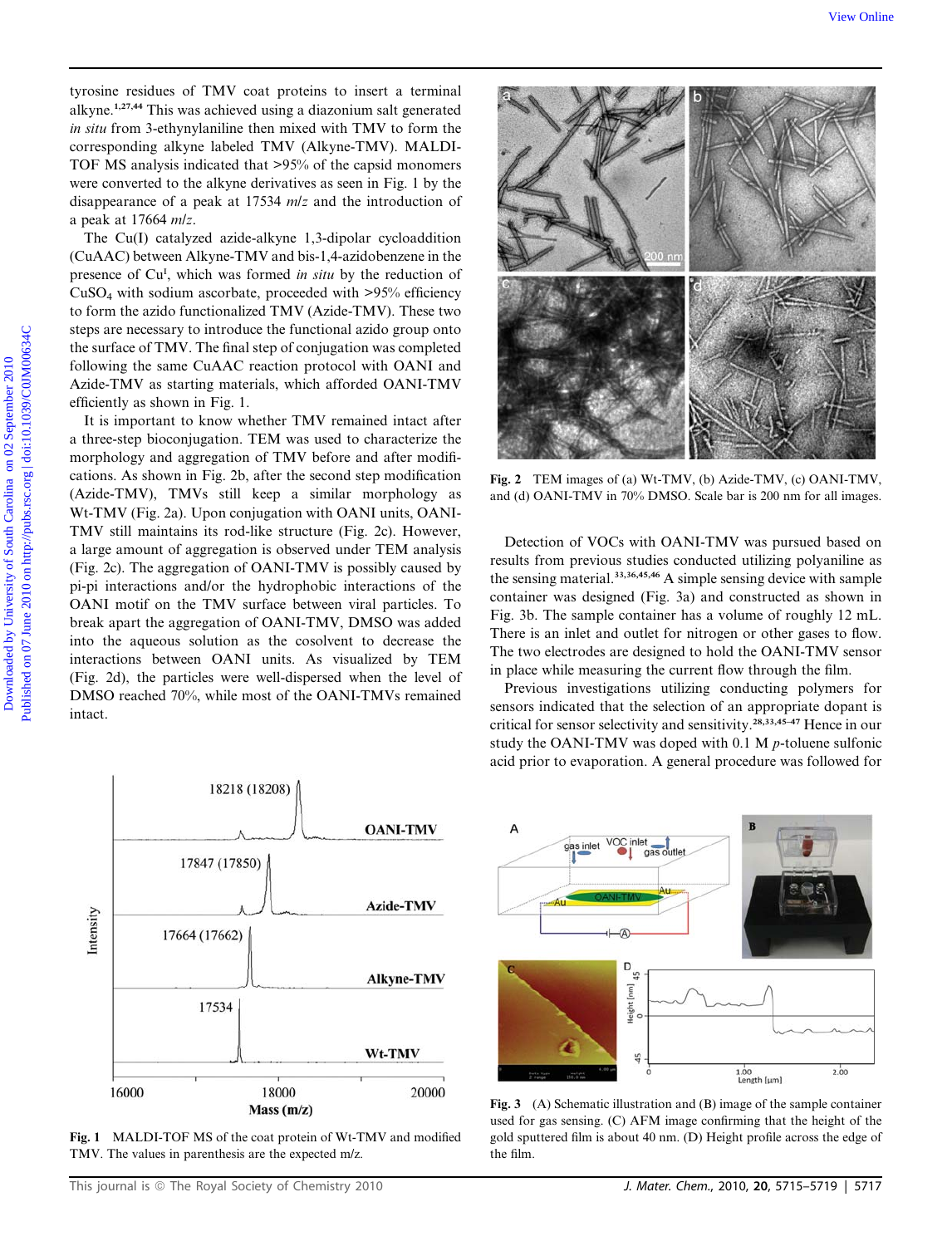tyrosine residues of TMV coat proteins to insert a terminal alkyne.[1,27,44] This was achieved using a diazonium salt generated *in situ* from 3-ethynylaniline then mixed with TMV to form the corresponding alkyne labeled TMV (Alkyne-TMV). MALDI-TOF MS analysis indicated that >95% of the capsid monomers were converted to the alkyne derivatives as seen in Fig. 1 by the disappearance of a peak at 17534 *m*/*z* and the introduction of a peak at 17664 *m*/*z*.

The Cu(I) catalyzed azide-alkyne 1,3-dipolar cycloaddition (CuAAC) between Alkyne-TMV and bis-1,4-azidobenzene in the presence of $Cu^I$, which was formed *in situ* by the reduction of $CuSO_4$ with sodium ascorbate, proceeded with >95% efficiency to form the azido functionalized TMV (Azide-TMV). These two steps are necessary to introduce the functional azido group onto the surface of TMV. The final step of conjugation was completed following the same CuAAC reaction protocol with OANI and Azide-TMV as starting materials, which afforded OANI-TMV efficiently as shown in Fig. 1.

It is important to know whether TMV remained intact after a three-step bioconjugation. TEM was used to characterize the morphology and aggregation of TMV before and after modifications. As shown in Fig. 2b, after the second step modification (Azide-TMV), TMVs still keep a similar morphology as Wt-TMV (Fig. 2a). Upon conjugation with OANI units, OANI-TMV still maintains its rod-like structure (Fig. 2c). However, a large amount of aggregation is observed under TEM analysis (Fig. 2c). The aggregation of OANI-TMV is possibly caused by pi-pi interactions and/or the hydrophobic interactions of the OANI motif on the TMV surface between viral particles. To break apart the aggregation of OANI-TMV, DMSO was added into the aqueous solution as the cosolvent to decrease the interactions between OANI units. As visualized by TEM (Fig. 2d), the particles were well-dispersed when the level of DMSO reached 70%, while most of the OANI-TMVs remained intact.

Fig. 1 MALDI-TOF MS of the coat protein of Wt-TMV and modified TMV. The values in parenthesis are the expected m/z.

Fig. 2 TEM images of (a) Wt-TMV, (b) Azide-TMV, (c) OANI-TMV, and (d) OANI-TMV in 70% DMSO. Scale bar is 200 nm for all images.

Detection of VOCs with OANI-TMV was pursued based on results from previous studies conducted utilizing polyaniline as the sensing material.[33,36,45,46] A simple sensing device with sample container was designed (Fig. 3a) and constructed as shown in Fig. 3b. The sample container has a volume of roughly 12 mL. There is an inlet and outlet for nitrogen or other gases to flow. The two electrodes are designed to hold the OANI-TMV sensor in place while measuring the current flow through the film.

Previous investigations utilizing conducting polymers for sensors indicated that the selection of an appropriate dopant is critical for sensor selectivity and sensitivity.[28,33,45–47] Hence in our study the OANI-TMV was doped with 0.1 M *p*-toluene sulfonic acid prior to evaporation. A general procedure was followed for

Fig. 3 (A) Schematic illustration and (B) image of the sample container used for gas sensing. (C) AFM image confirming that the height of the gold sputtered film is about 40 nm. (D) Height profile across the edge of the film.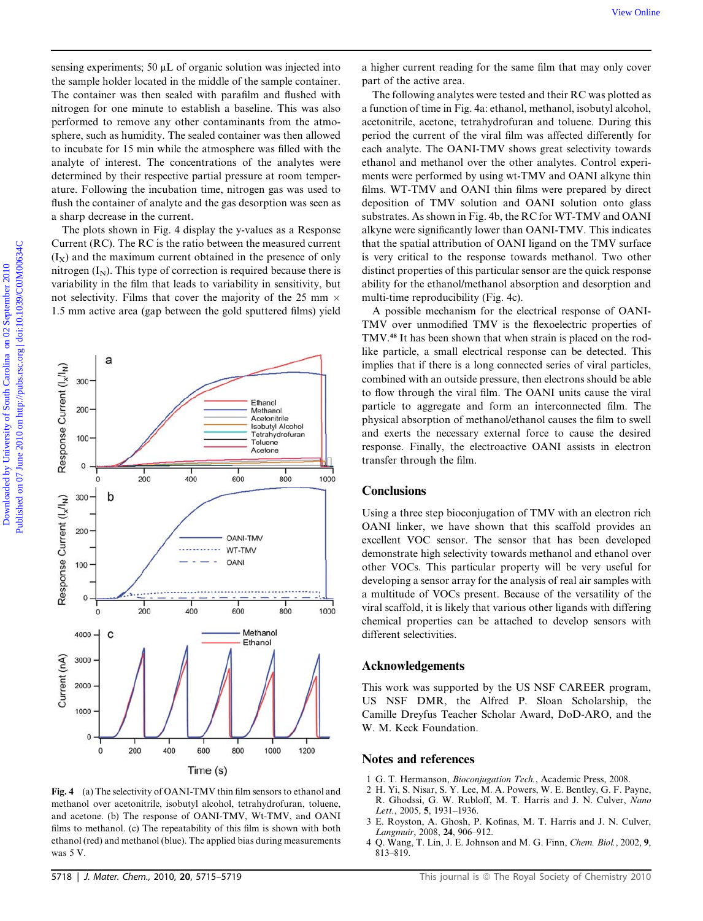sensing experiments; 50 μL of organic solution was injected into the sample holder located in the middle of the sample container. The container was then sealed with parafilm and flushed with nitrogen for one minute to establish a baseline. This was also performed to remove any other contaminants from the atmosphere, such as humidity. The sealed container was then allowed to incubate for 15 min while the atmosphere was filled with the analyte of interest. The concentrations of the analytes were determined by their respective partial pressure at room temperature. Following the incubation time, nitrogen gas was used to flush the container of analyte and the gas desorption was seen as a sharp decrease in the current.

The plots shown in Fig. 4 display the y-values as a Response Current (RC). The RC is the ratio between the measured current ($I_X$) and the maximum current obtained in the presence of only nitrogen ($I_N$). This type of correction is required because there is variability in the film that leads to variability in sensitivity, but not selectivity. Films that cover the majority of the 25 mm × 1.5 mm active area (gap between the gold sputtered films) yield a higher current reading for the same film that may only cover part of the active area.

a
Response Current ($I_X/I_N$)
300
200
100
0
0 200 400 600 800 1000
Ethanol
Methanol
Acetonitrile
Isobutyl Alcohol
Tetrahydrofuran
Toluene
Acetone

b
Response Current ($I_X/I_N$)
300
200
100
0
0 200 400 600 800 1000
OANI-TMV
WT-TMV
OANI

c
Current (nA)
4000
3000
2000
1000
0
0 200 400 600 800 1000 1200
Methanol
Ethanol
Time (s)

**Fig. 4** (a) The selectivity of OANI-TMV thin film sensors to ethanol and methanol over acetonitrile, isobutyl alcohol, tetrahydrofuran, toluene, and acetone. (b) The response of OANI-TMV, Wt-TMV, and OANI films to methanol. (c) The repeatability of this film is shown with both ethanol (red) and methanol (blue). The applied bias during measurements was 5 V.

The following analytes were tested and their RC was plotted as a function of time in Fig. 4a: ethanol, methanol, isobutyl alcohol, acetonitrile, acetone, tetrahydrofuran and toluene. During this period the current of the viral film was affected differently for each analyte. The OANI-TMV shows great selectivity towards ethanol and methanol over the other analytes. Control experiments were performed by using wt-TMV and OANI alkyne thin films. WT-TMV and OANI thin films were prepared by direct deposition of TMV solution and OANI solution onto glass substrates. As shown in Fig. 4b, the RC for WT-TMV and OANI alkyne were significantly lower than OANI-TMV. This indicates that the spatial attribution of OANI ligand on the TMV surface is very critical to the response towards methanol. Two other distinct properties of this particular sensor are the quick response ability for the ethanol/methanol absorption and desorption and multi-time reproducibility (Fig. 4c).

A possible mechanism for the electrical response of OANI-TMV over unmodified TMV is the flexoelectric properties of TMV.[48] It has been shown that when strain is placed on the rod-like particle, a small electrical response can be detected. This implies that if there is a long connected series of viral particles, combined with an outside pressure, then electrons should be able to flow through the viral film. The OANI units cause the viral particle to aggregate and form an interconnected film. The physical absorption of methanol/ethanol causes the film to swell and exerts the necessary external force to cause the desired response. Finally, the electroactive OANI assists in electron transfer through the film.

## Conclusions

Using a three step bioconjugation of TMV with an electron rich OANI linker, we have shown that this scaffold provides an excellent VOC sensor. The sensor that has been developed demonstrate high selectivity towards methanol and ethanol over other VOCs. This particular property will be very useful for developing a sensor array for the analysis of real air samples with a multitude of VOCs present. Because of the versatility of the viral scaffold, it is likely that various other ligands with differing chemical properties can be attached to develop sensors with different selectivities.

## Acknowledgements

This work was supported by the US NSF CAREER program, US NSF DMR, the Alfred P. Sloan Scholarship, the Camille Dreyfus Teacher Scholar Award, DoD-ARO, and the W. M. Keck Foundation.

## Notes and references

1 G. T. Hermanson, *Bioconjugation Tech.*, Academic Press, 2008.
2 H. Yi, S. Nisar, S. Y. Lee, M. A. Powers, W. E. Bentley, G. F. Payne, R. Ghodssi, G. W. Rubloff, M. T. Harris and J. N. Culver, *Nano Lett.*, 2005, **5**, 1931–1936.
3 E. Royston, A. Ghosh, P. Kofinas, M. T. Harris and J. N. Culver, *Langmuir*, 2008, **24**, 906–912.
4 Q. Wang, T. Lin, J. E. Johnson and M. G. Finn, *Chem. Biol.*, 2002, **9**, 813–819.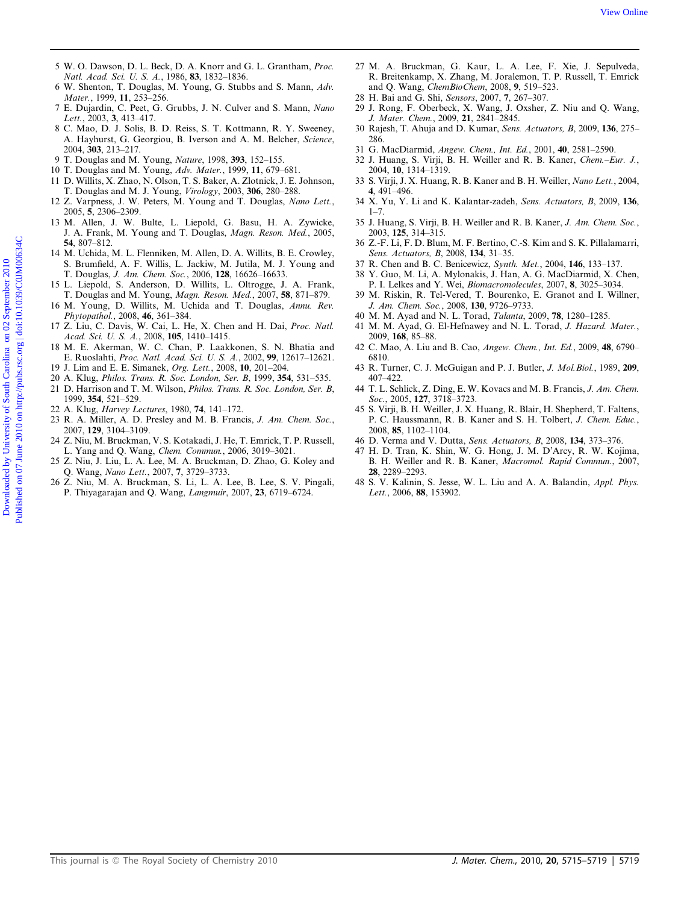5 W. O. Dawson, D. L. Beck, D. A. Knorr and G. L. Grantham, *Proc. Natl. Acad. Sci. U. S. A.*, 1986, **83**, 1832–1836.

6 W. Shenton, T. Douglas, M. Young, G. Stubbs and S. Mann, *Adv. Mater.*, 1999, **11**, 253–256.

7 E. Dujardin, C. Peet, G. Grubbs, J. N. Culver and S. Mann, *Nano Lett.*, 2003, **3**, 413–417.

8 C. Mao, D. J. Solis, B. D. Reiss, S. T. Kottmann, R. Y. Sweeney, A. Hayhurst, G. Georgiou, B. Iverson and A. M. Belcher, *Science*, 2004, **303**, 213–217.

9 T. Douglas and M. Young, *Nature*, 1998, **393**, 152–155.

10 T. Douglas and M. Young, *Adv. Mater.*, 1999, **11**, 679–681.

11 D. Willits, X. Zhao, N. Olson, T. S. Baker, A. Zlotnick, J. E. Johnson, T. Douglas and M. J. Young, *Virology*, 2003, **306**, 280–288.

12 Z. Varpness, J. W. Peters, M. Young and T. Douglas, *Nano Lett.*, 2005, **5**, 2306–2309.

13 M. Allen, J. W. Bulte, L. Liepold, G. Basu, H. A. Zywicke, J. A. Frank, M. Young and T. Douglas, *Magn. Reson. Med.*, 2005, **54**, 807–812.

14 M. Uchida, M. L. Flenniken, M. Allen, D. A. Willits, B. E. Crowley, S. Brumfield, A. F. Willis, L. Jackiw, M. Jutila, M. J. Young and T. Douglas, *J. Am. Chem. Soc.*, 2006, **128**, 16626–16633.

15 L. Liepold, S. Anderson, D. Willits, L. Oltrogge, J. A. Frank, T. Douglas and M. Young, *Magn. Reson. Med.*, 2007, **58**, 871–879.

16 M. Young, D. Willits, M. Uchida and T. Douglas, *Annu. Rev. Phytopathol.*, 2008, **46**, 361–384.

17 Z. Liu, C. Davis, W. Cai, L. He, X. Chen and H. Dai, *Proc. Natl. Acad. Sci. U. S. A.*, 2008, **105**, 1410–1415.

18 M. E. Akerman, W. C. Chan, P. Laakkonen, S. N. Bhatia and E. Ruoslahti, *Proc. Natl. Acad. Sci. U. S. A.*, 2002, **99**, 12617–12621.

19 J. Lim and E. E. Simanek, *Org. Lett.*, 2008, **10**, 201–204.

20 A. Klug, *Philos. Trans. R. Soc. London, Ser. B*, 1999, **354**, 531–535.

21 D. Harrison and T. M. Wilson, *Philos. Trans. R. Soc. London, Ser. B*, 1999, **354**, 521–529.

22 A. Klug, *Harvey Lectures*, 1980, **74**, 141–172.

23 R. A. Miller, A. D. Presley and M. B. Francis, *J. Am. Chem. Soc.*, 2007, **129**, 3104–3109.

24 Z. Niu, M. Bruckman, V. S. Kotakadi, J. He, T. Emrick, T. P. Russell, L. Yang and Q. Wang, *Chem. Commun.*, 2006, 3019–3021.

25 Z. Niu, J. Liu, L. A. Lee, M. A. Bruckman, D. Zhao, G. Koley and Q. Wang, *Nano Lett.*, 2007, **7**, 3729–3733.

26 Z. Niu, M. A. Bruckman, S. Li, L. A. Lee, B. Lee, S. V. Pingali, P. Thiyagarajan and Q. Wang, *Langmuir*, 2007, **23**, 6719–6724.

27 M. A. Bruckman, G. Kaur, L. A. Lee, F. Xie, J. Sepulveda, R. Breitenkamp, X. Zhang, M. Joralemon, T. P. Russell, T. Emrick and Q. Wang, *ChemBioChem*, 2008, **9**, 519–523.

28 H. Bai and G. Shi, *Sensors*, 2007, **7**, 267–307.

29 J. Rong, F. Oberbeck, X. Wang, J. Oxsher, Z. Niu and Q. Wang, *J. Mater. Chem.*, 2009, **21**, 2841–2845.

30 Rajesh, T. Ahuja and D. Kumar, *Sens. Actuators, B*, 2009, **136**, 275–286.

31 G. MacDiarmid, *Angew. Chem., Int. Ed.*, 2001, **40**, 2581–2590.

32 J. Huang, S. Virji, B. H. Weiller and R. B. Kaner, *Chem.–Eur. J.*, 2004, **10**, 1314–1319.

33 S. Virji, J. X. Huang, R. B. Kaner and B. H. Weiller, *Nano Lett.*, 2004, **4**, 491–496.

34 X. Yu, Y. Li and K. Kalantar-zadeh, *Sens. Actuators, B*, 2009, **136**, 1–7.

35 J. Huang, S. Virji, B. H. Weiller and R. B. Kaner, *J. Am. Chem. Soc.*, 2003, **125**, 314–315.

36 Z.-F. Li, F. D. Blum, M. F. Bertino, C.-S. Kim and S. K. Pillalamarri, *Sens. Actuators, B*, 2008, **134**, 31–35.

37 R. Chen and B. C. Benicewicz, *Synth. Met.*, 2004, **146**, 133–137.

38 Y. Guo, M. Li, A. Mylonakis, J. Han, A. G. MacDiarmid, X. Chen, P. I. Lelkes and Y. Wei, *Biomacromolecules*, 2007, **8**, 3025–3034.

39 M. Riskin, R. Tel-Vered, T. Bourenko, E. Granot and I. Willner, *J. Am. Chem. Soc.*, 2008, **130**, 9726–9733.

40 M. M. Ayad and N. L. Torad, *Talanta*, 2009, **78**, 1280–1285.

41 M. M. Ayad, G. El-Hefnawey and N. L. Torad, *J. Hazard. Mater.*, 2009, **168**, 85–88.

42 C. Mao, A. Liu and B. Cao, *Angew. Chem., Int. Ed.*, 2009, **48**, 6790–6810.

43 R. Turner, C. J. McGuigan and P. J. Butler, *J. Mol.Biol.*, 1989, **209**, 407–422.

44 T. L. Schlick, Z. Ding, E. W. Kovacs and M. B. Francis, *J. Am. Chem. Soc.*, 2005, **127**, 3718–3723.

45 S. Virji, B. H. Weiller, J. X. Huang, R. Blair, H. Shepherd, T. Faltens, P. C. Haussmann, R. B. Kaner and S. H. Tolbert, *J. Chem. Educ.*, 2008, **85**, 1102–1104.

46 D. Verma and V. Dutta, *Sens. Actuators, B*, 2008, **134**, 373–376.

47 H. D. Tran, K. Shin, W. G. Hong, J. M. D'Arcy, R. W. Kojima, B. H. Weiller and R. B. Kaner, *Macromol. Rapid Commun.*, 2007, **28**, 2289–2293.

48 S. V. Kalinin, S. Jesse, W. L. Liu and A. A. Balandin, *Appl. Phys. Lett.*, 2006, **88**, 153902.